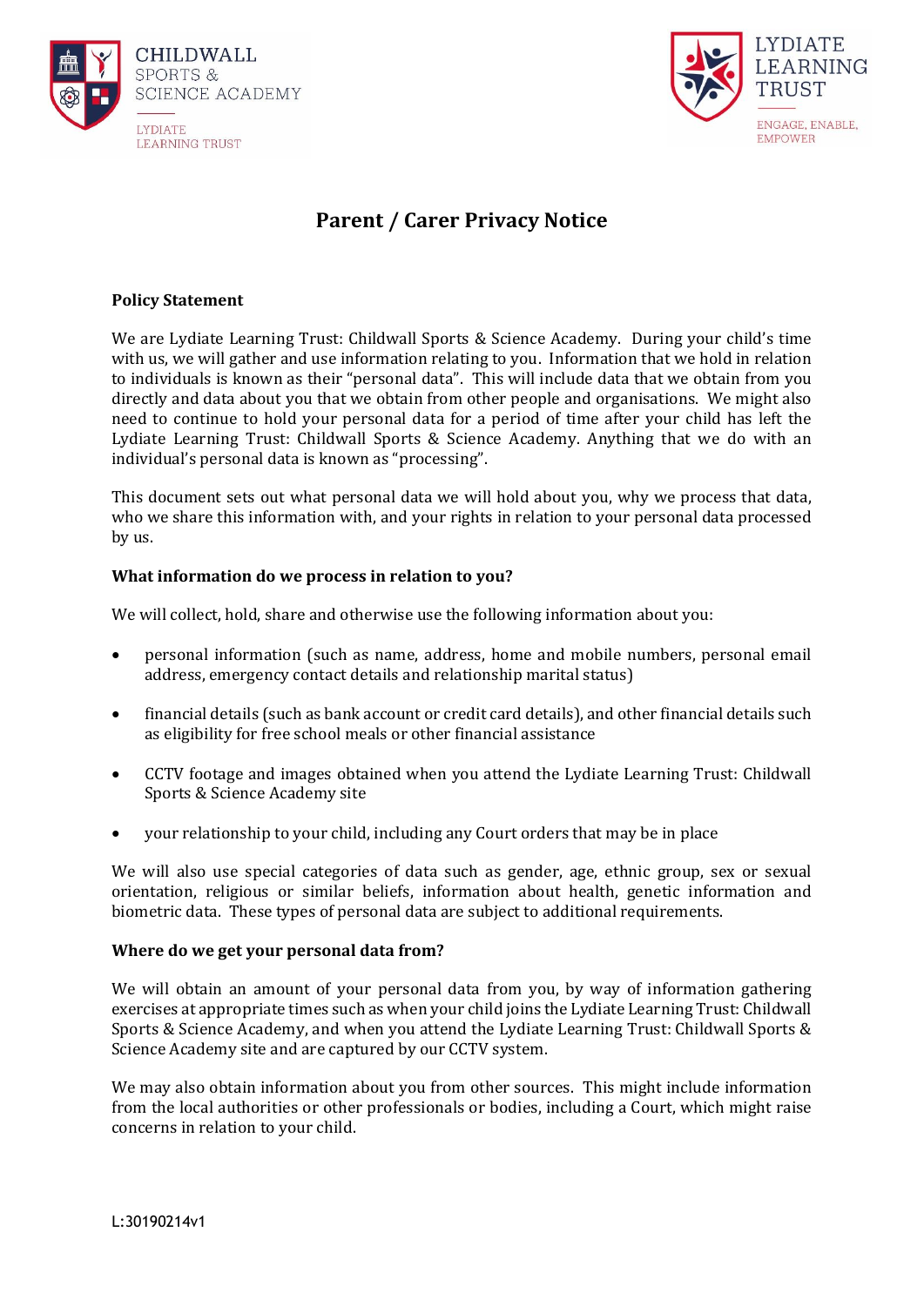CHILDWALL SPORTS & SCIENCE ACADEMY
LYDIATE LEARNING TRUST

LYDIATE LEARNING TRUST
ENGAGE, ENABLE, EMPOWER

# Parent / Carer Privacy Notice

**Policy Statement**

We are Lydiate Learning Trust: Childwall Sports & Science Academy. During your child's time with us, we will gather and use information relating to you. Information that we hold in relation to individuals is known as their "personal data". This will include data that we obtain from you directly and data about you that we obtain from other people and organisations. We might also need to continue to hold your personal data for a period of time after your child has left the Lydiate Learning Trust: Childwall Sports & Science Academy. Anything that we do with an individual's personal data is known as "processing".

This document sets out what personal data we will hold about you, why we process that data, who we share this information with, and your rights in relation to your personal data processed by us.

**What information do we process in relation to you?**

We will collect, hold, share and otherwise use the following information about you:

- personal information (such as name, address, home and mobile numbers, personal email address, emergency contact details and relationship marital status)
- financial details (such as bank account or credit card details), and other financial details such as eligibility for free school meals or other financial assistance
- CCTV footage and images obtained when you attend the Lydiate Learning Trust: Childwall Sports & Science Academy site
- your relationship to your child, including any Court orders that may be in place

We will also use special categories of data such as gender, age, ethnic group, sex or sexual orientation, religious or similar beliefs, information about health, genetic information and biometric data. These types of personal data are subject to additional requirements.

**Where do we get your personal data from?**

We will obtain an amount of your personal data from you, by way of information gathering exercises at appropriate times such as when your child joins the Lydiate Learning Trust: Childwall Sports & Science Academy, and when you attend the Lydiate Learning Trust: Childwall Sports & Science Academy site and are captured by our CCTV system.

We may also obtain information about you from other sources. This might include information from the local authorities or other professionals or bodies, including a Court, which might raise concerns in relation to your child.

L:30190214v1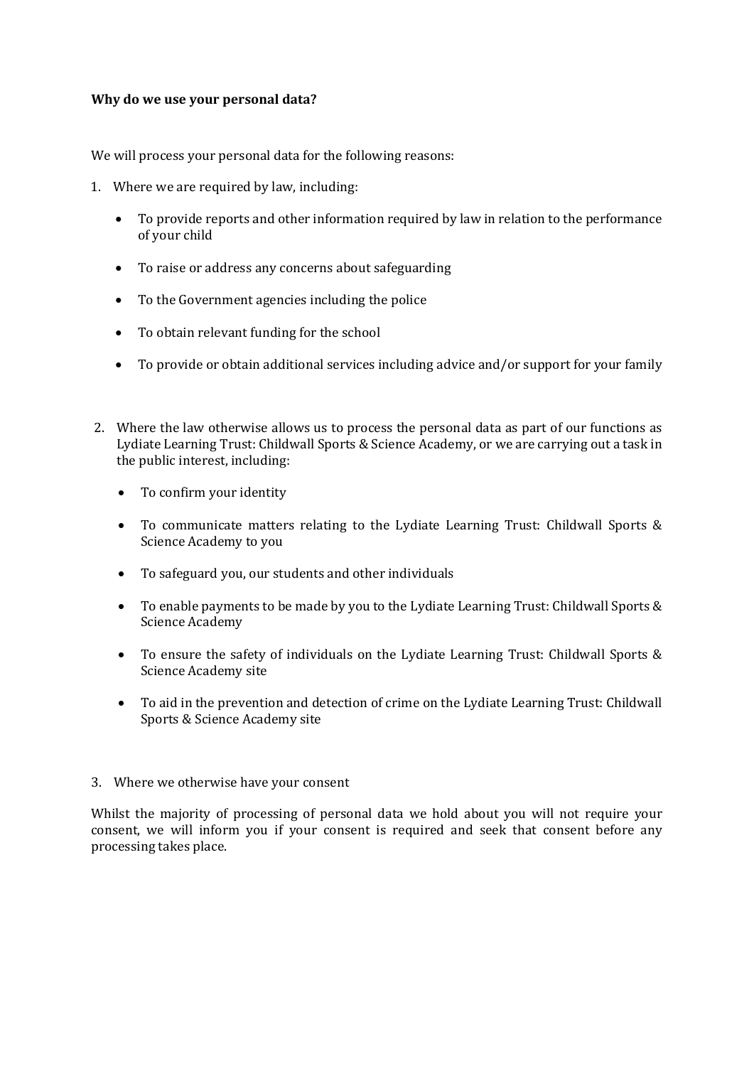**Why do we use your personal data?**

We will process your personal data for the following reasons:

1. Where we are required by law, including:

    - To provide reports and other information required by law in relation to the performance of your child
    - To raise or address any concerns about safeguarding
    - To the Government agencies including the police
    - To obtain relevant funding for the school
    - To provide or obtain additional services including advice and/or support for your family

2. Where the law otherwise allows us to process the personal data as part of our functions as Lydiate Learning Trust: Childwall Sports & Science Academy, or we are carrying out a task in the public interest, including:

    - To confirm your identity
    - To communicate matters relating to the Lydiate Learning Trust: Childwall Sports & Science Academy to you
    - To safeguard you, our students and other individuals
    - To enable payments to be made by you to the Lydiate Learning Trust: Childwall Sports & Science Academy
    - To ensure the safety of individuals on the Lydiate Learning Trust: Childwall Sports & Science Academy site
    - To aid in the prevention and detection of crime on the Lydiate Learning Trust: Childwall Sports & Science Academy site

3. Where we otherwise have your consent

Whilst the majority of processing of personal data we hold about you will not require your consent, we will inform you if your consent is required and seek that consent before any processing takes place.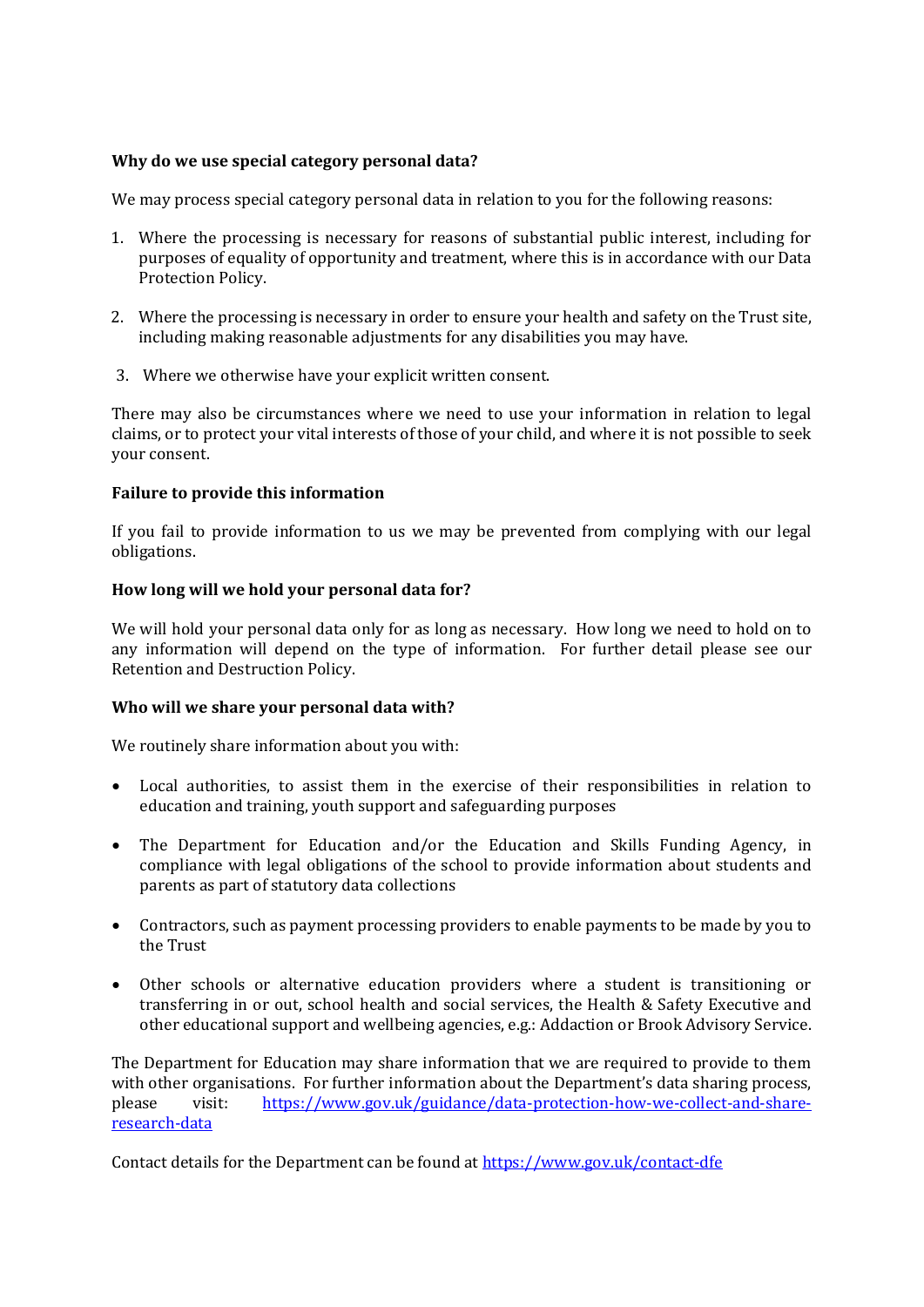**Why do we use special category personal data?**

We may process special category personal data in relation to you for the following reasons:

1. Where the processing is necessary for reasons of substantial public interest, including for purposes of equality of opportunity and treatment, where this is in accordance with our Data Protection Policy.

2. Where the processing is necessary in order to ensure your health and safety on the Trust site, including making reasonable adjustments for any disabilities you may have.

3. Where we otherwise have your explicit written consent.

There may also be circumstances where we need to use your information in relation to legal claims, or to protect your vital interests of those of your child, and where it is not possible to seek your consent.

**Failure to provide this information**

If you fail to provide information to us we may be prevented from complying with our legal obligations.

**How long will we hold your personal data for?**

We will hold your personal data only for as long as necessary. How long we need to hold on to any information will depend on the type of information. For further detail please see our Retention and Destruction Policy.

**Who will we share your personal data with?**

We routinely share information about you with:

- Local authorities, to assist them in the exercise of their responsibilities in relation to education and training, youth support and safeguarding purposes

- The Department for Education and/or the Education and Skills Funding Agency, in compliance with legal obligations of the school to provide information about students and parents as part of statutory data collections

- Contractors, such as payment processing providers to enable payments to be made by you to the Trust

- Other schools or alternative education providers where a student is transitioning or transferring in or out, school health and social services, the Health & Safety Executive and other educational support and wellbeing agencies, e.g.: Addaction or Brook Advisory Service.

The Department for Education may share information that we are required to provide to them with other organisations. For further information about the Department's data sharing process, please visit: https://www.gov.uk/guidance/data-protection-how-we-collect-and-share-research-data

Contact details for the Department can be found at https://www.gov.uk/contact-dfe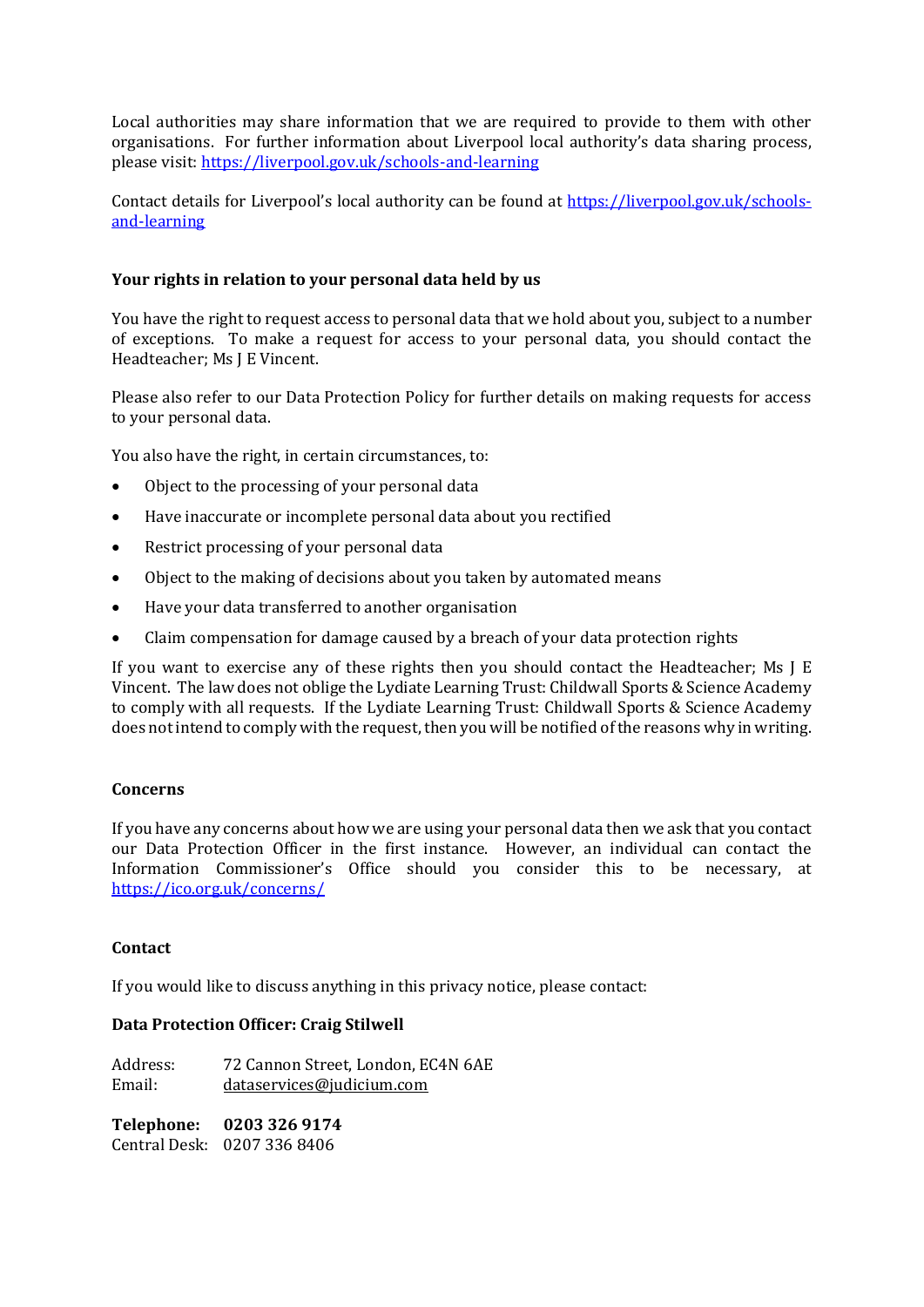Local authorities may share information that we are required to provide to them with other organisations. For further information about Liverpool local authority's data sharing process, please visit: https://liverpool.gov.uk/schools-and-learning

Contact details for Liverpool's local authority can be found at https://liverpool.gov.uk/schools-and-learning

**Your rights in relation to your personal data held by us**

You have the right to request access to personal data that we hold about you, subject to a number of exceptions. To make a request for access to your personal data, you should contact the Headteacher; Ms J E Vincent.

Please also refer to our Data Protection Policy for further details on making requests for access to your personal data.

You also have the right, in certain circumstances, to:

- Object to the processing of your personal data
- Have inaccurate or incomplete personal data about you rectified
- Restrict processing of your personal data
- Object to the making of decisions about you taken by automated means
- Have your data transferred to another organisation
- Claim compensation for damage caused by a breach of your data protection rights

If you want to exercise any of these rights then you should contact the Headteacher; Ms J E Vincent. The law does not oblige the Lydiate Learning Trust: Childwall Sports & Science Academy to comply with all requests. If the Lydiate Learning Trust: Childwall Sports & Science Academy does not intend to comply with the request, then you will be notified of the reasons why in writing.

**Concerns**

If you have any concerns about how we are using your personal data then we ask that you contact our Data Protection Officer in the first instance. However, an individual can contact the Information Commissioner's Office should you consider this to be necessary, at https://ico.org.uk/concerns/

**Contact**

If you would like to discuss anything in this privacy notice, please contact:

**Data Protection Officer: Craig Stilwell**

Address: 72 Cannon Street, London, EC4N 6AE
Email: dataservices@judicium.com

**Telephone: 0203 326 9174**
Central Desk: 0207 336 8406